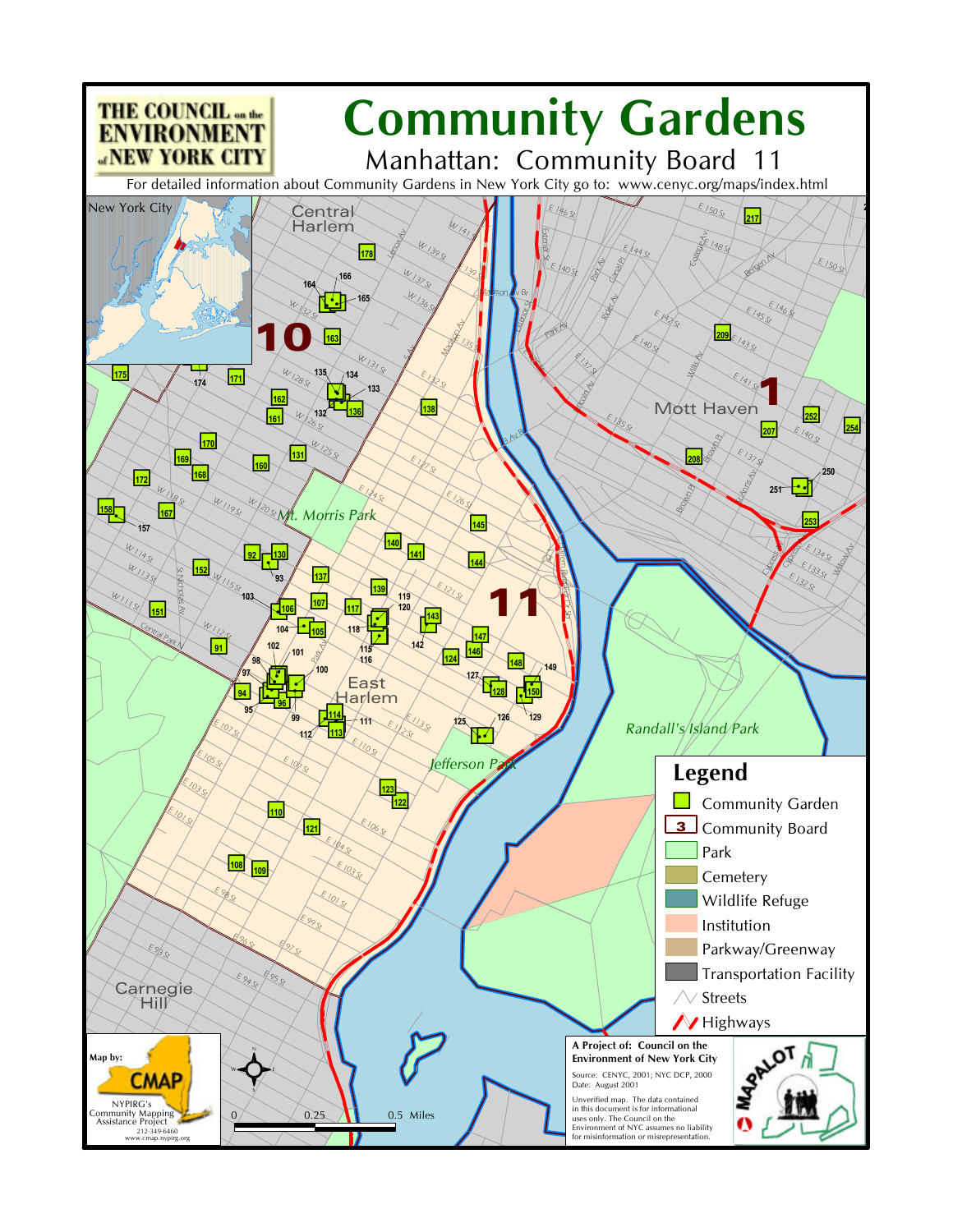THE COUNCIL on the ENVIRONMENT of NEW YORK CITY

# Community Gardens

## Manhattan: Community Board 11

For detailed information about Community Gardens in New York City go to: www.cenyc.org/maps/index.html

## Legend

- Community Garden
- Community Board
- Park
- Cemetery
- Wildlife Refuge
- Institution
- Parkway/Greenway
- Transportation Facility
- Streets
- Highways

Map by: CMAP
NYPIRG's Community Mapping Assistance Project
212-349-6460
www.cmap.nypirg.org

0 0.25 0.5 Miles

A Project of: Council on the Environment of New York City

Source: CENYC, 2001; NYC DCP, 2000
Date: August 2001

Unverified map. The data contained in this document is for informational uses only. The Council on the Environment of NYC assumes no liability for misinformation or misrepresentation.

MAPALOT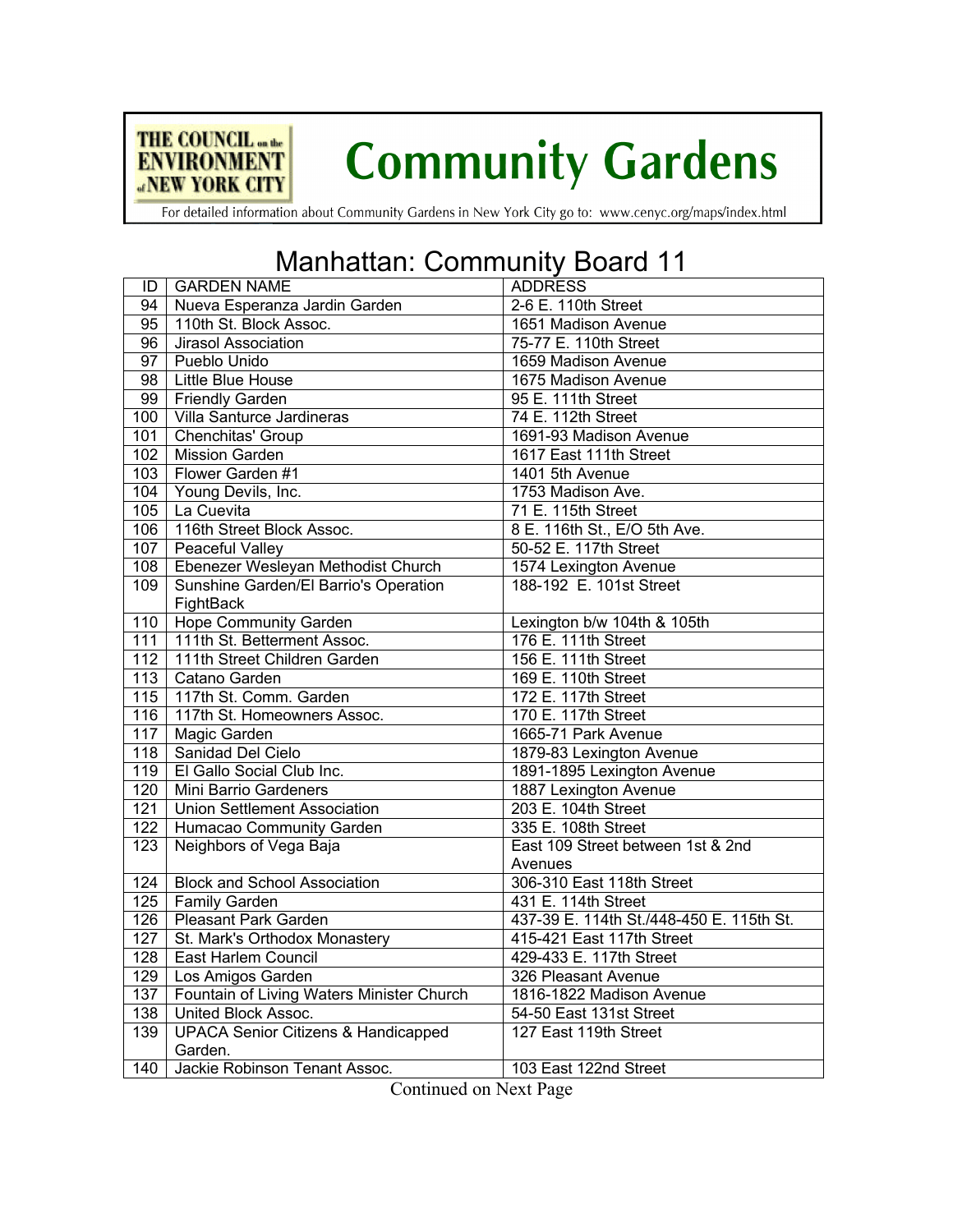THE COUNCIL on the ENVIRONMENT of NEW YORK CITY

# Community Gardens

For detailed information about Community Gardens in New York City go to: www.cenyc.org/maps/index.html

## Manhattan: Community Board 11

| ID | GARDEN NAME | ADDRESS |
|---|---|---|
| 94 | Nueva Esperanza Jardin Garden | 2-6 E. 110th Street |
| 95 | 110th St. Block Assoc. | 1651 Madison Avenue |
| 96 | Jirasol Association | 75-77 E. 110th Street |
| 97 | Pueblo Unido | 1659 Madison Avenue |
| 98 | Little Blue House | 1675 Madison Avenue |
| 99 | Friendly Garden | 95 E. 111th Street |
| 100 | Villa Santurce Jardineras | 74 E. 112th Street |
| 101 | Chenchitas' Group | 1691-93 Madison Avenue |
| 102 | Mission Garden | 1617 East 111th Street |
| 103 | Flower Garden #1 | 1401 5th Avenue |
| 104 | Young Devils, Inc. | 1753 Madison Ave. |
| 105 | La Cuevita | 71 E. 115th Street |
| 106 | 116th Street Block Assoc. | 8 E. 116th St., E/O 5th Ave. |
| 107 | Peaceful Valley | 50-52 E. 117th Street |
| 108 | Ebenezer Wesleyan Methodist Church | 1574 Lexington Avenue |
| 109 | Sunshine Garden/El Barrio's Operation FightBack | 188-192 E. 101st Street |
| 110 | Hope Community Garden | Lexington b/w 104th & 105th |
| 111 | 111th St. Betterment Assoc. | 176 E. 111th Street |
| 112 | 111th Street Children Garden | 156 E. 111th Street |
| 113 | Catano Garden | 169 E. 110th Street |
| 115 | 117th St. Comm. Garden | 172 E. 117th Street |
| 116 | 117th St. Homeowners Assoc. | 170 E. 117th Street |
| 117 | Magic Garden | 1665-71 Park Avenue |
| 118 | Sanidad Del Cielo | 1879-83 Lexington Avenue |
| 119 | El Gallo Social Club Inc. | 1891-1895 Lexington Avenue |
| 120 | Mini Barrio Gardeners | 1887 Lexington Avenue |
| 121 | Union Settlement Association | 203 E. 104th Street |
| 122 | Humacao Community Garden | 335 E. 108th Street |
| 123 | Neighbors of Vega Baja | East 109 Street between 1st & 2nd Avenues |
| 124 | Block and School Association | 306-310 East 118th Street |
| 125 | Family Garden | 431 E. 114th Street |
| 126 | Pleasant Park Garden | 437-39 E. 114th St./448-450 E. 115th St. |
| 127 | St. Mark's Orthodox Monastery | 415-421 East 117th Street |
| 128 | East Harlem Council | 429-433 E. 117th Street |
| 129 | Los Amigos Garden | 326 Pleasant Avenue |
| 137 | Fountain of Living Waters Minister Church | 1816-1822 Madison Avenue |
| 138 | United Block Assoc. | 54-50 East 131st Street |
| 139 | UPACA Senior Citizens & Handicapped Garden. | 127 East 119th Street |
| 140 | Jackie Robinson Tenant Assoc. | 103 East 122nd Street |

Continued on Next Page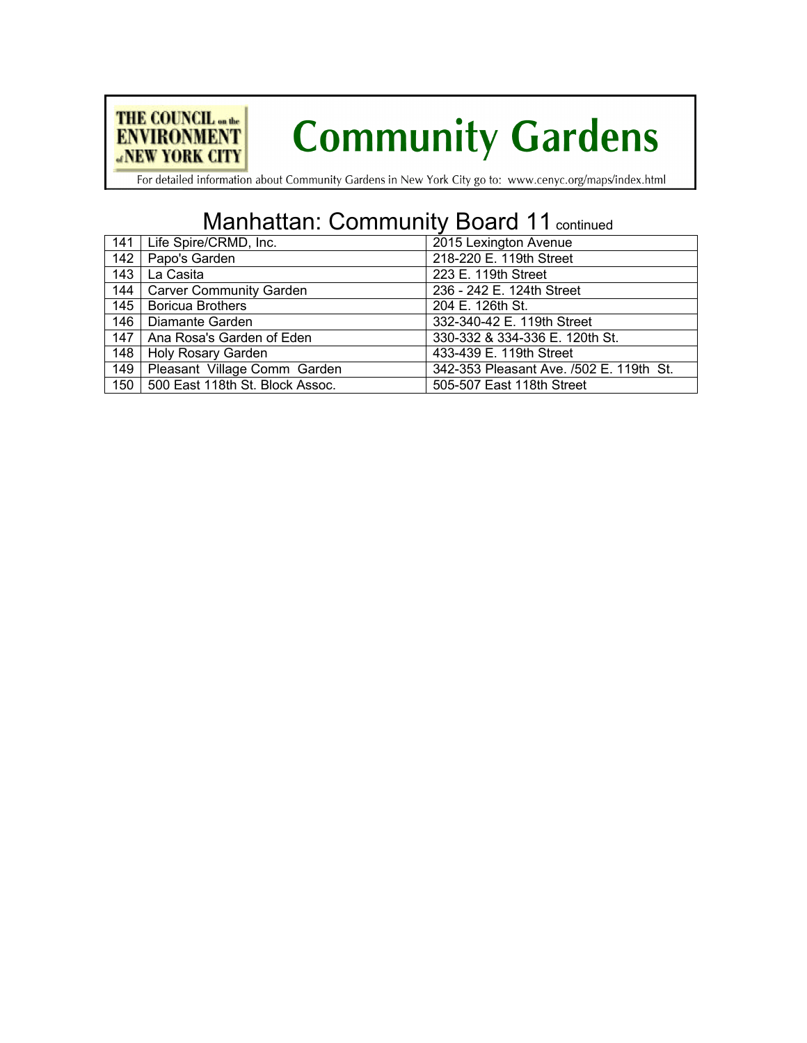THE COUNCIL on the ENVIRONMENT of NEW YORK CITY

# Community Gardens

For detailed information about Community Gardens in New York City go to: www.cenyc.org/maps/index.html

## Manhattan: Community Board 11 continued

| | | |
|---|---|---|
| 141 | Life Spire/CRMD, Inc. | 2015 Lexington Avenue |
| 142 | Papo's Garden | 218-220 E. 119th Street |
| 143 | La Casita | 223 E. 119th Street |
| 144 | Carver Community Garden | 236 - 242 E. 124th Street |
| 145 | Boricua Brothers | 204 E. 126th St. |
| 146 | Diamante Garden | 332-340-42 E. 119th Street |
| 147 | Ana Rosa's Garden of Eden | 330-332 & 334-336 E. 120th St. |
| 148 | Holy Rosary Garden | 433-439 E. 119th Street |
| 149 | Pleasant Village Comm Garden | 342-353 Pleasant Ave. /502 E. 119th St. |
| 150 | 500 East 118th St. Block Assoc. | 505-507 East 118th Street |